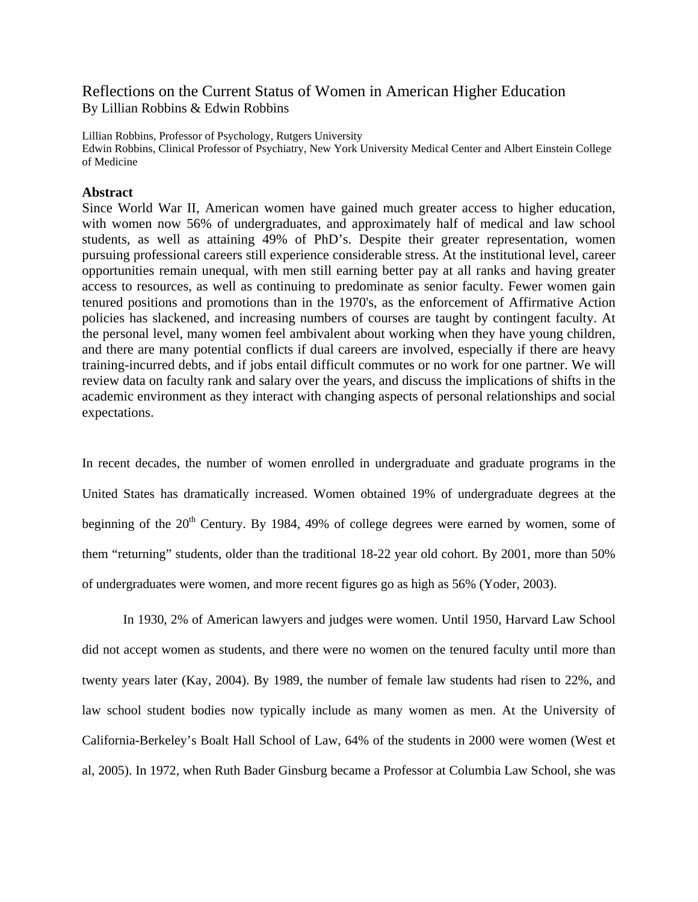# Reflections on the Current Status of Women in American Higher Education

By Lillian Robbins & Edwin Robbins

Lillian Robbins, Professor of Psychology, Rutgers University
Edwin Robbins, Clinical Professor of Psychiatry, New York University Medical Center and Albert Einstein College of Medicine

## Abstract

Since World War II, American women have gained much greater access to higher education, with women now 56% of undergraduates, and approximately half of medical and law school students, as well as attaining 49% of PhD's. Despite their greater representation, women pursuing professional careers still experience considerable stress. At the institutional level, career opportunities remain unequal, with men still earning better pay at all ranks and having greater access to resources, as well as continuing to predominate as senior faculty. Fewer women gain tenured positions and promotions than in the 1970's, as the enforcement of Affirmative Action policies has slackened, and increasing numbers of courses are taught by contingent faculty. At the personal level, many women feel ambivalent about working when they have young children, and there are many potential conflicts if dual careers are involved, especially if there are heavy training-incurred debts, and if jobs entail difficult commutes or no work for one partner. We will review data on faculty rank and salary over the years, and discuss the implications of shifts in the academic environment as they interact with changing aspects of personal relationships and social expectations.

In recent decades, the number of women enrolled in undergraduate and graduate programs in the United States has dramatically increased. Women obtained 19% of undergraduate degrees at the beginning of the 20th Century. By 1984, 49% of college degrees were earned by women, some of them "returning" students, older than the traditional 18-22 year old cohort. By 2001, more than 50% of undergraduates were women, and more recent figures go as high as 56% (Yoder, 2003).

In 1930, 2% of American lawyers and judges were women. Until 1950, Harvard Law School did not accept women as students, and there were no women on the tenured faculty until more than twenty years later (Kay, 2004). By 1989, the number of female law students had risen to 22%, and law school student bodies now typically include as many women as men. At the University of California-Berkeley's Boalt Hall School of Law, 64% of the students in 2000 were women (West et al, 2005). In 1972, when Ruth Bader Ginsburg became a Professor at Columbia Law School, she was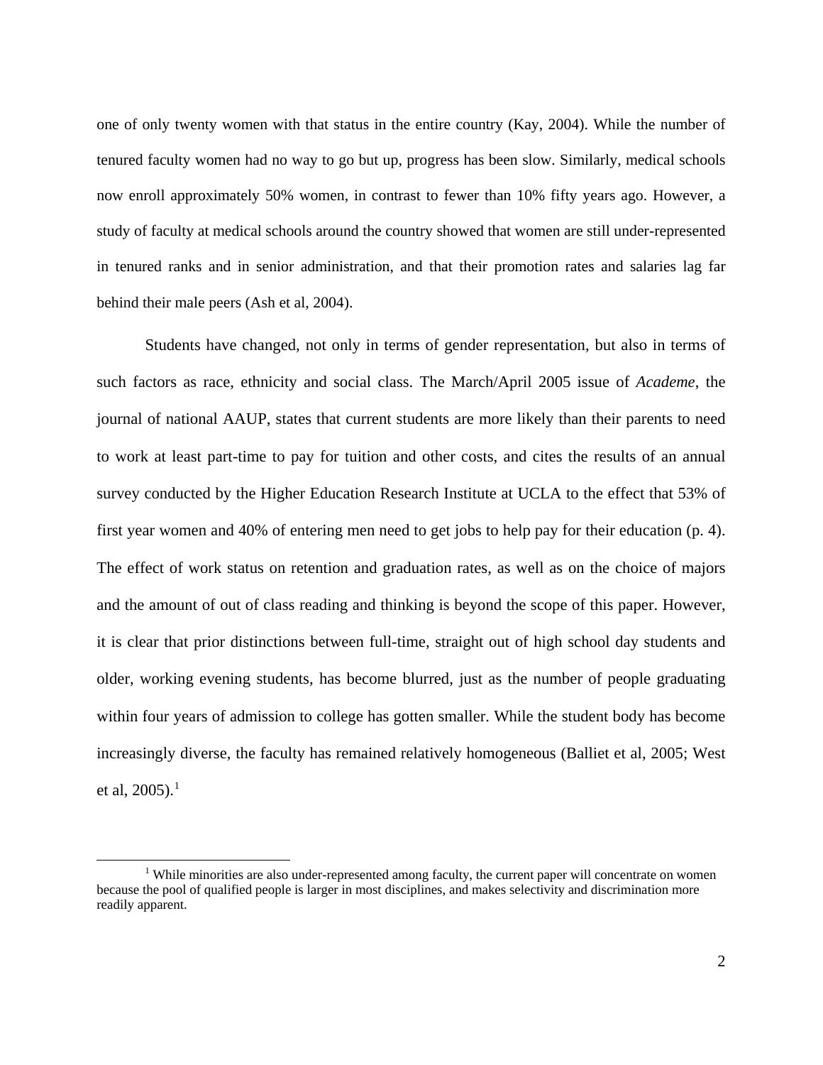one of only twenty women with that status in the entire country (Kay, 2004). While the number of tenured faculty women had no way to go but up, progress has been slow. Similarly, medical schools now enroll approximately 50% women, in contrast to fewer than 10% fifty years ago. However, a study of faculty at medical schools around the country showed that women are still under-represented in tenured ranks and in senior administration, and that their promotion rates and salaries lag far behind their male peers (Ash et al, 2004).

Students have changed, not only in terms of gender representation, but also in terms of such factors as race, ethnicity and social class. The March/April 2005 issue of *Academe*, the journal of national AAUP, states that current students are more likely than their parents to need to work at least part-time to pay for tuition and other costs, and cites the results of an annual survey conducted by the Higher Education Research Institute at UCLA to the effect that 53% of first year women and 40% of entering men need to get jobs to help pay for their education (p. 4). The effect of work status on retention and graduation rates, as well as on the choice of majors and the amount of out of class reading and thinking is beyond the scope of this paper. However, it is clear that prior distinctions between full-time, straight out of high school day students and older, working evening students, has become blurred, just as the number of people graduating within four years of admission to college has gotten smaller. While the student body has become increasingly diverse, the faculty has remained relatively homogeneous (Balliet et al, 2005; West et al, 2005).[1]

[1] While minorities are also under-represented among faculty, the current paper will concentrate on women because the pool of qualified people is larger in most disciplines, and makes selectivity and discrimination more readily apparent.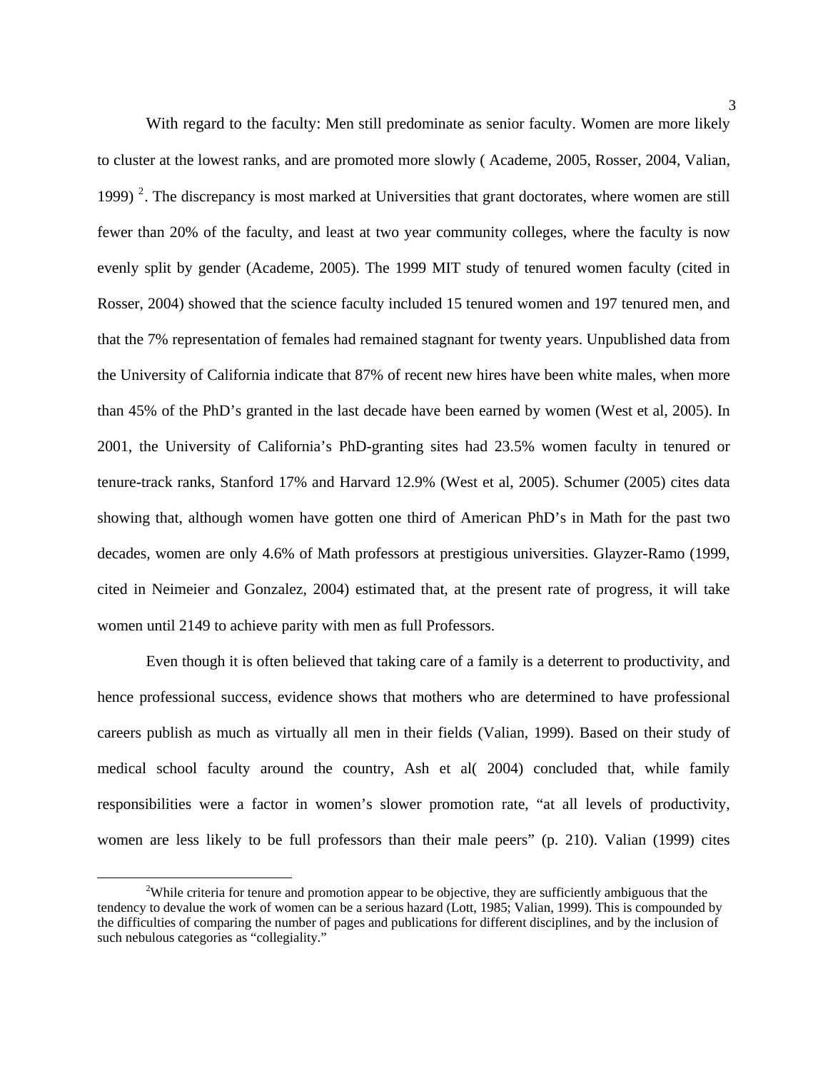With regard to the faculty: Men still predominate as senior faculty. Women are more likely to cluster at the lowest ranks, and are promoted more slowly ( Academe, 2005, Rosser, 2004, Valian, 1999) [2]. The discrepancy is most marked at Universities that grant doctorates, where women are still fewer than 20% of the faculty, and least at two year community colleges, where the faculty is now evenly split by gender (Academe, 2005). The 1999 MIT study of tenured women faculty (cited in Rosser, 2004) showed that the science faculty included 15 tenured women and 197 tenured men, and that the 7% representation of females had remained stagnant for twenty years. Unpublished data from the University of California indicate that 87% of recent new hires have been white males, when more than 45% of the PhD's granted in the last decade have been earned by women (West et al, 2005). In 2001, the University of California's PhD-granting sites had 23.5% women faculty in tenured or tenure-track ranks, Stanford 17% and Harvard 12.9% (West et al, 2005). Schumer (2005) cites data showing that, although women have gotten one third of American PhD's in Math for the past two decades, women are only 4.6% of Math professors at prestigious universities. Glayzer-Ramo (1999, cited in Neimeier and Gonzalez, 2004) estimated that, at the present rate of progress, it will take women until 2149 to achieve parity with men as full Professors.

Even though it is often believed that taking care of a family is a deterrent to productivity, and hence professional success, evidence shows that mothers who are determined to have professional careers publish as much as virtually all men in their fields (Valian, 1999). Based on their study of medical school faculty around the country, Ash et al( 2004) concluded that, while family responsibilities were a factor in women's slower promotion rate, "at all levels of productivity, women are less likely to be full professors than their male peers" (p. 210). Valian (1999) cites

[2] While criteria for tenure and promotion appear to be objective, they are sufficiently ambiguous that the tendency to devalue the work of women can be a serious hazard (Lott, 1985; Valian, 1999). This is compounded by the difficulties of comparing the number of pages and publications for different disciplines, and by the inclusion of such nebulous categories as "collegiality."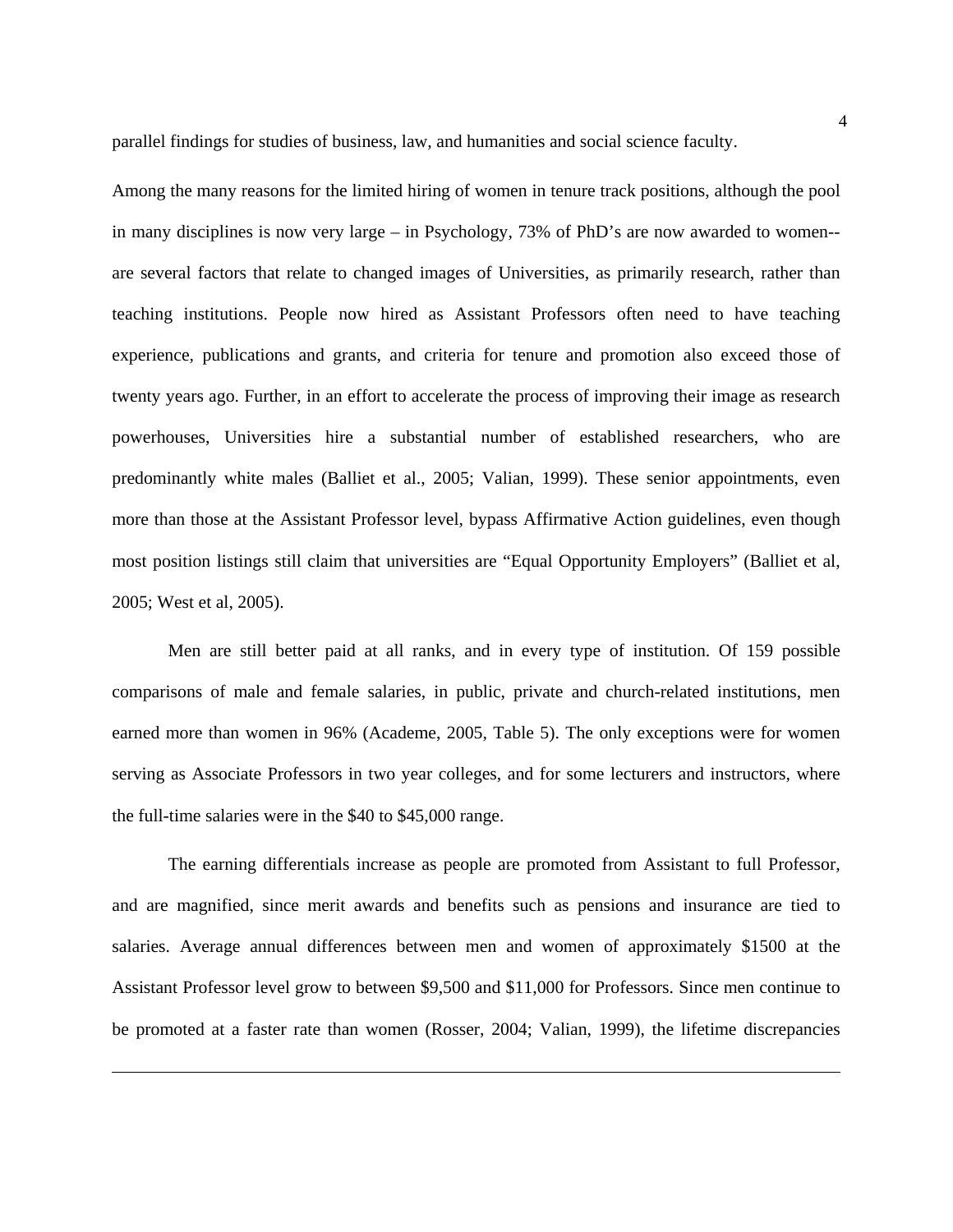parallel findings for studies of business, law, and humanities and social science faculty.

Among the many reasons for the limited hiring of women in tenure track positions, although the pool in many disciplines is now very large – in Psychology, 73% of PhD's are now awarded to women--are several factors that relate to changed images of Universities, as primarily research, rather than teaching institutions. People now hired as Assistant Professors often need to have teaching experience, publications and grants, and criteria for tenure and promotion also exceed those of twenty years ago. Further, in an effort to accelerate the process of improving their image as research powerhouses, Universities hire a substantial number of established researchers, who are predominantly white males (Balliet et al., 2005; Valian, 1999). These senior appointments, even more than those at the Assistant Professor level, bypass Affirmative Action guidelines, even though most position listings still claim that universities are "Equal Opportunity Employers" (Balliet et al, 2005; West et al, 2005).

Men are still better paid at all ranks, and in every type of institution. Of 159 possible comparisons of male and female salaries, in public, private and church-related institutions, men earned more than women in 96% (Academe, 2005, Table 5). The only exceptions were for women serving as Associate Professors in two year colleges, and for some lecturers and instructors, where the full-time salaries were in the $40 to $45,000 range.

The earning differentials increase as people are promoted from Assistant to full Professor, and are magnified, since merit awards and benefits such as pensions and insurance are tied to salaries. Average annual differences between men and women of approximately $1500 at the Assistant Professor level grow to between $9,500 and $11,000 for Professors. Since men continue to be promoted at a faster rate than women (Rosser, 2004; Valian, 1999), the lifetime discrepancies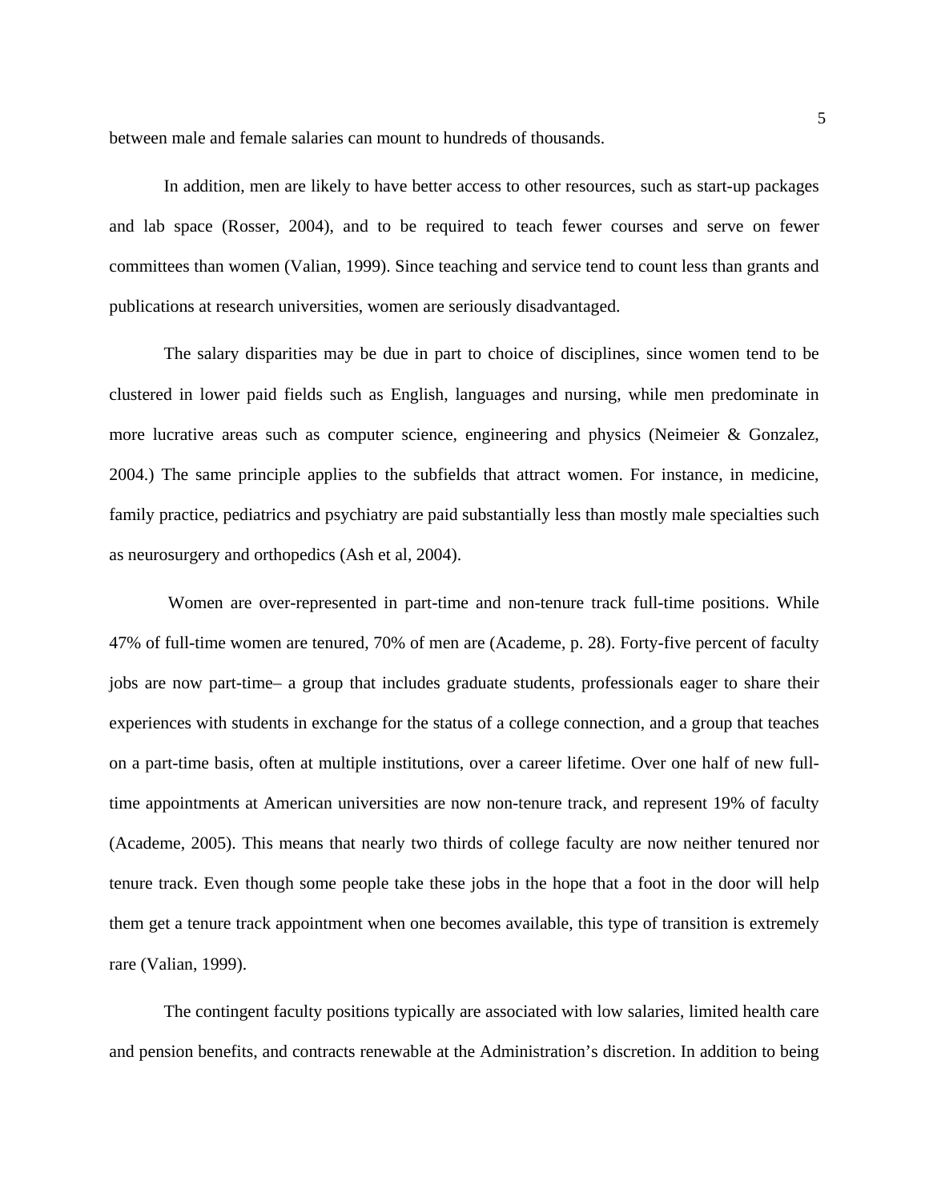between male and female salaries can mount to hundreds of thousands.

In addition, men are likely to have better access to other resources, such as start-up packages and lab space (Rosser, 2004), and to be required to teach fewer courses and serve on fewer committees than women (Valian, 1999). Since teaching and service tend to count less than grants and publications at research universities, women are seriously disadvantaged.

The salary disparities may be due in part to choice of disciplines, since women tend to be clustered in lower paid fields such as English, languages and nursing, while men predominate in more lucrative areas such as computer science, engineering and physics (Neimeier & Gonzalez, 2004.) The same principle applies to the subfields that attract women. For instance, in medicine, family practice, pediatrics and psychiatry are paid substantially less than mostly male specialties such as neurosurgery and orthopedics (Ash et al, 2004).

Women are over-represented in part-time and non-tenure track full-time positions. While 47% of full-time women are tenured, 70% of men are (Academe, p. 28). Forty-five percent of faculty jobs are now part-time– a group that includes graduate students, professionals eager to share their experiences with students in exchange for the status of a college connection, and a group that teaches on a part-time basis, often at multiple institutions, over a career lifetime. Over one half of new full-time appointments at American universities are now non-tenure track, and represent 19% of faculty (Academe, 2005). This means that nearly two thirds of college faculty are now neither tenured nor tenure track. Even though some people take these jobs in the hope that a foot in the door will help them get a tenure track appointment when one becomes available, this type of transition is extremely rare (Valian, 1999).

The contingent faculty positions typically are associated with low salaries, limited health care and pension benefits, and contracts renewable at the Administration's discretion. In addition to being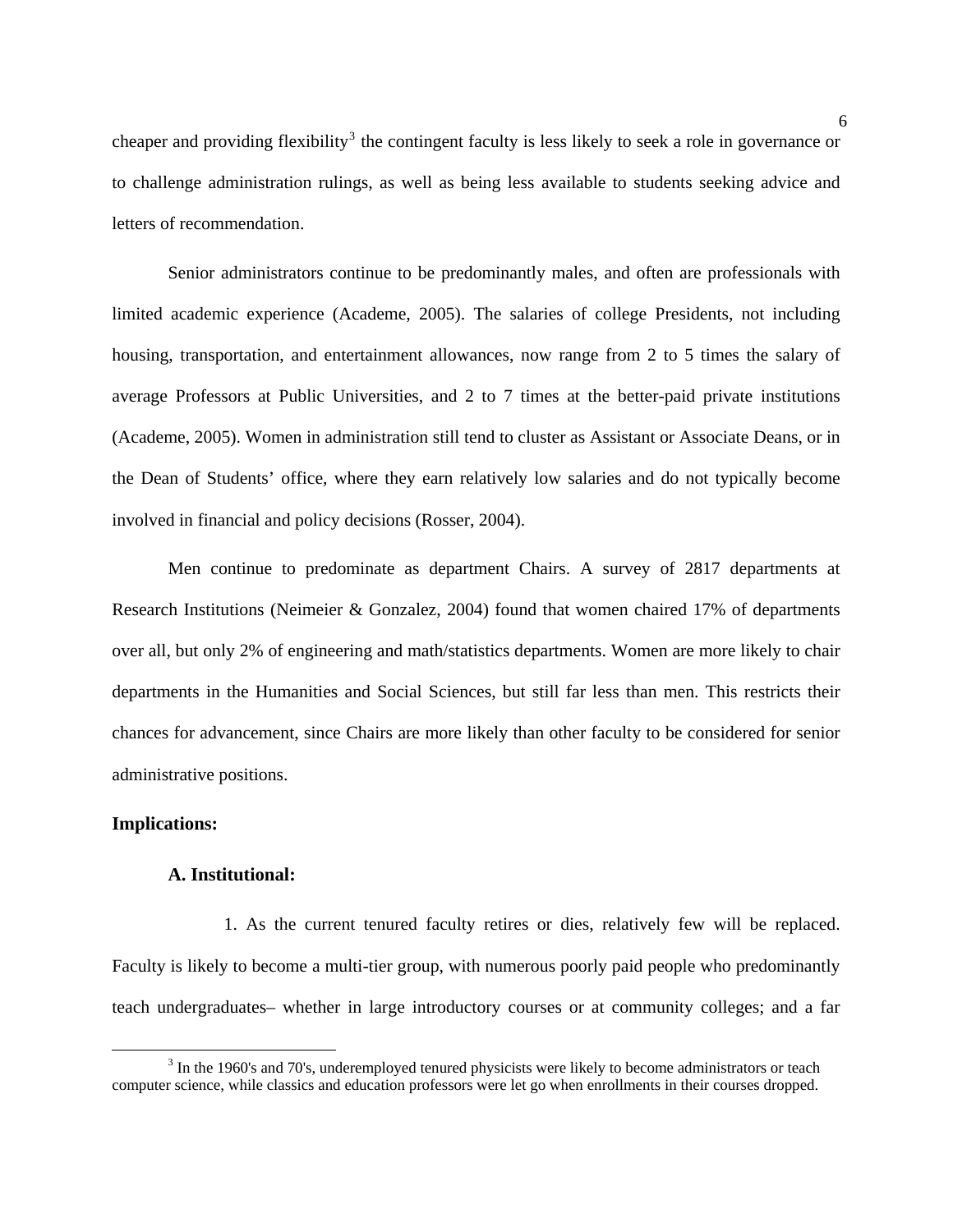cheaper and providing flexibility[3] the contingent faculty is less likely to seek a role in governance or to challenge administration rulings, as well as being less available to students seeking advice and letters of recommendation.

Senior administrators continue to be predominantly males, and often are professionals with limited academic experience (Academe, 2005). The salaries of college Presidents, not including housing, transportation, and entertainment allowances, now range from 2 to 5 times the salary of average Professors at Public Universities, and 2 to 7 times at the better-paid private institutions (Academe, 2005). Women in administration still tend to cluster as Assistant or Associate Deans, or in the Dean of Students' office, where they earn relatively low salaries and do not typically become involved in financial and policy decisions (Rosser, 2004).

Men continue to predominate as department Chairs. A survey of 2817 departments at Research Institutions (Neimeier & Gonzalez, 2004) found that women chaired 17% of departments over all, but only 2% of engineering and math/statistics departments. Women are more likely to chair departments in the Humanities and Social Sciences, but still far less than men. This restricts their chances for advancement, since Chairs are more likely than other faculty to be considered for senior administrative positions.

**Implications:**

**A. Institutional:**

1. As the current tenured faculty retires or dies, relatively few will be replaced. Faculty is likely to become a multi-tier group, with numerous poorly paid people who predominantly teach undergraduates– whether in large introductory courses or at community colleges; and a far

---

[3] In the 1960's and 70's, underemployed tenured physicists were likely to become administrators or teach computer science, while classics and education professors were let go when enrollments in their courses dropped.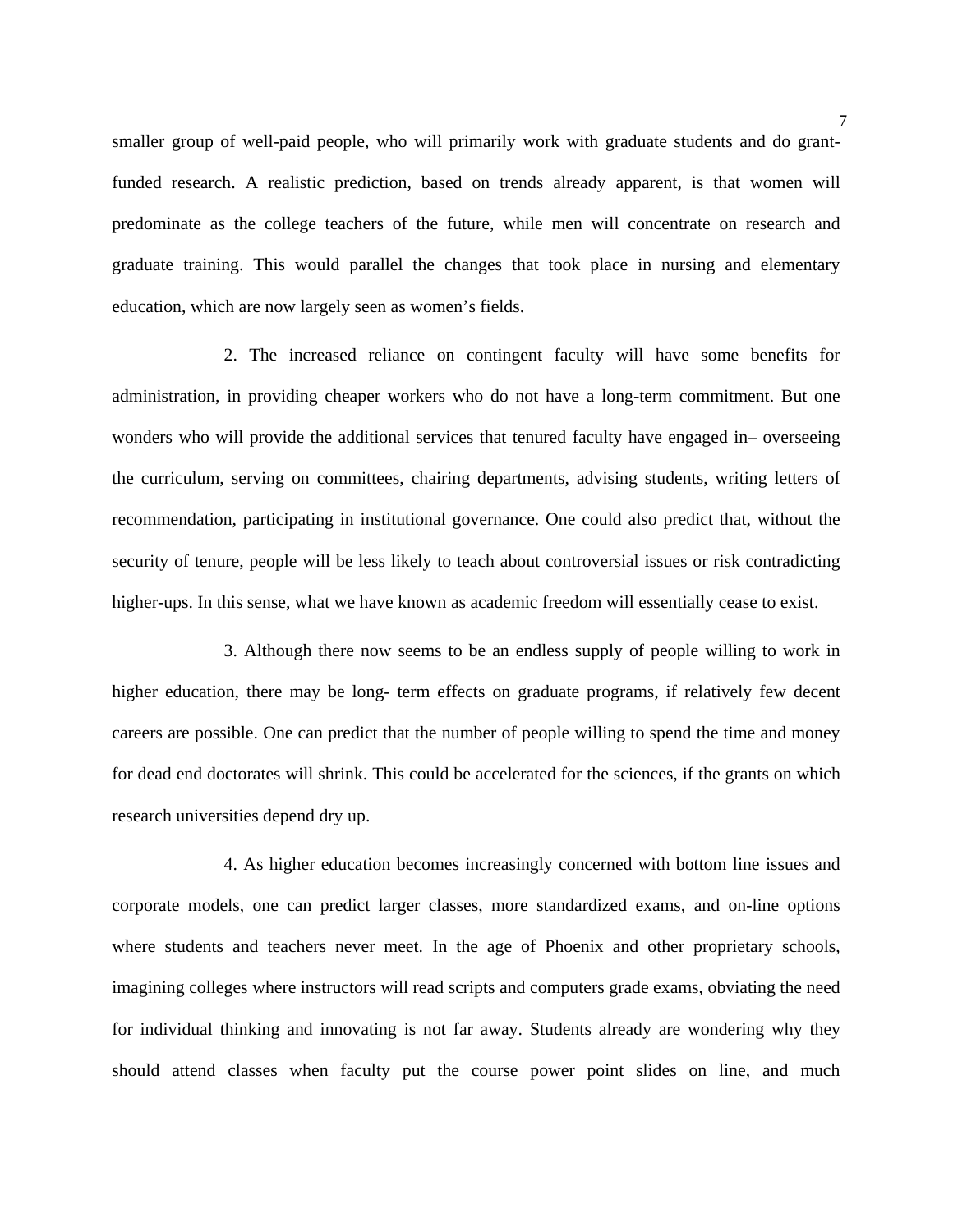smaller group of well-paid people, who will primarily work with graduate students and do grant-funded research. A realistic prediction, based on trends already apparent, is that women will predominate as the college teachers of the future, while men will concentrate on research and graduate training. This would parallel the changes that took place in nursing and elementary education, which are now largely seen as women's fields.

2. The increased reliance on contingent faculty will have some benefits for administration, in providing cheaper workers who do not have a long-term commitment. But one wonders who will provide the additional services that tenured faculty have engaged in– overseeing the curriculum, serving on committees, chairing departments, advising students, writing letters of recommendation, participating in institutional governance. One could also predict that, without the security of tenure, people will be less likely to teach about controversial issues or risk contradicting higher-ups. In this sense, what we have known as academic freedom will essentially cease to exist.

3. Although there now seems to be an endless supply of people willing to work in higher education, there may be long- term effects on graduate programs, if relatively few decent careers are possible. One can predict that the number of people willing to spend the time and money for dead end doctorates will shrink. This could be accelerated for the sciences, if the grants on which research universities depend dry up.

4. As higher education becomes increasingly concerned with bottom line issues and corporate models, one can predict larger classes, more standardized exams, and on-line options where students and teachers never meet. In the age of Phoenix and other proprietary schools, imagining colleges where instructors will read scripts and computers grade exams, obviating the need for individual thinking and innovating is not far away. Students already are wondering why they should attend classes when faculty put the course power point slides on line, and much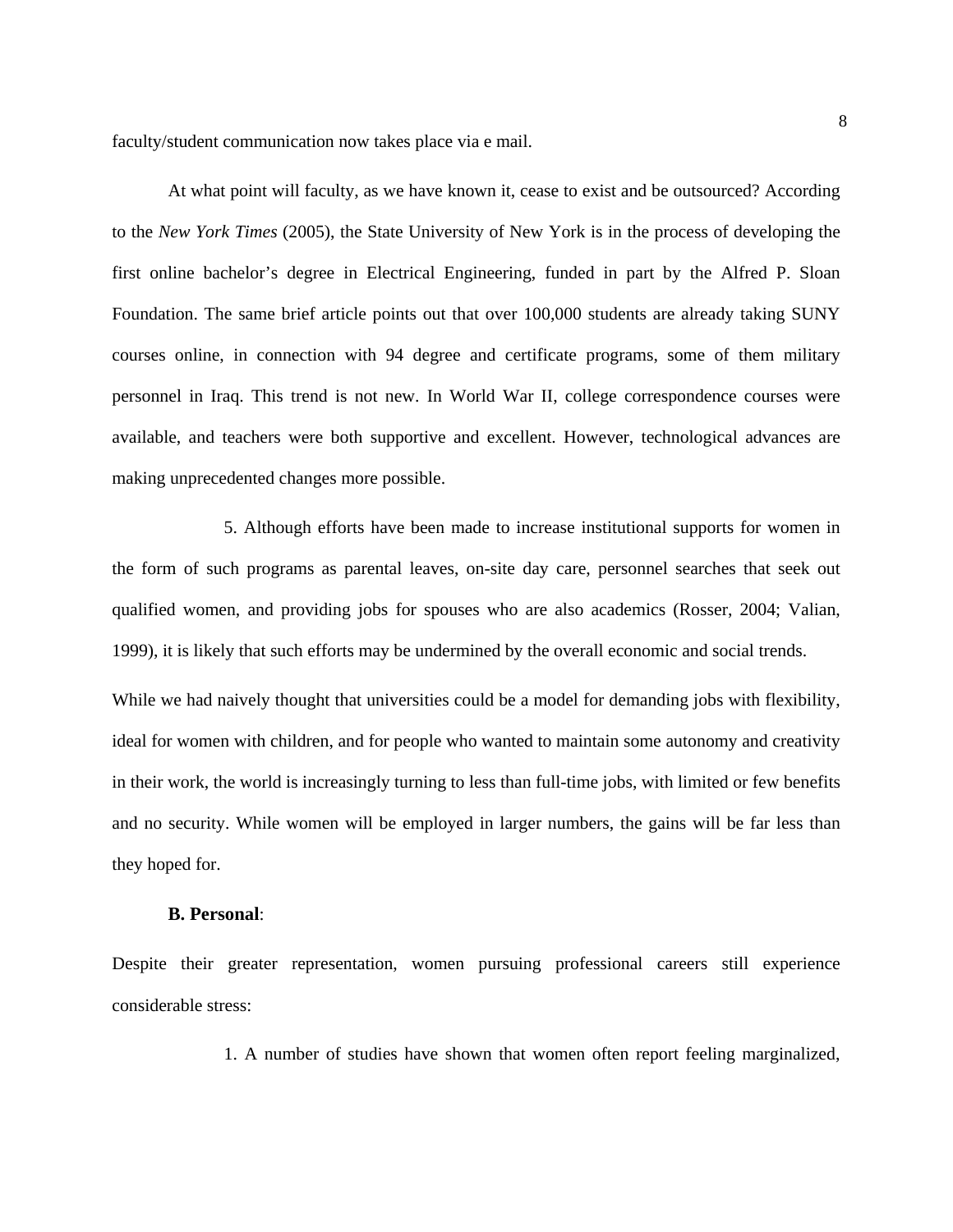faculty/student communication now takes place via e mail.

At what point will faculty, as we have known it, cease to exist and be outsourced? According to the *New York Times* (2005), the State University of New York is in the process of developing the first online bachelor's degree in Electrical Engineering, funded in part by the Alfred P. Sloan Foundation. The same brief article points out that over 100,000 students are already taking SUNY courses online, in connection with 94 degree and certificate programs, some of them military personnel in Iraq. This trend is not new. In World War II, college correspondence courses were available, and teachers were both supportive and excellent. However, technological advances are making unprecedented changes more possible.

5. Although efforts have been made to increase institutional supports for women in the form of such programs as parental leaves, on-site day care, personnel searches that seek out qualified women, and providing jobs for spouses who are also academics (Rosser, 2004; Valian, 1999), it is likely that such efforts may be undermined by the overall economic and social trends.

While we had naively thought that universities could be a model for demanding jobs with flexibility, ideal for women with children, and for people who wanted to maintain some autonomy and creativity in their work, the world is increasingly turning to less than full-time jobs, with limited or few benefits and no security. While women will be employed in larger numbers, the gains will be far less than they hoped for.

**B. Personal**:

Despite their greater representation, women pursuing professional careers still experience considerable stress:

1. A number of studies have shown that women often report feeling marginalized,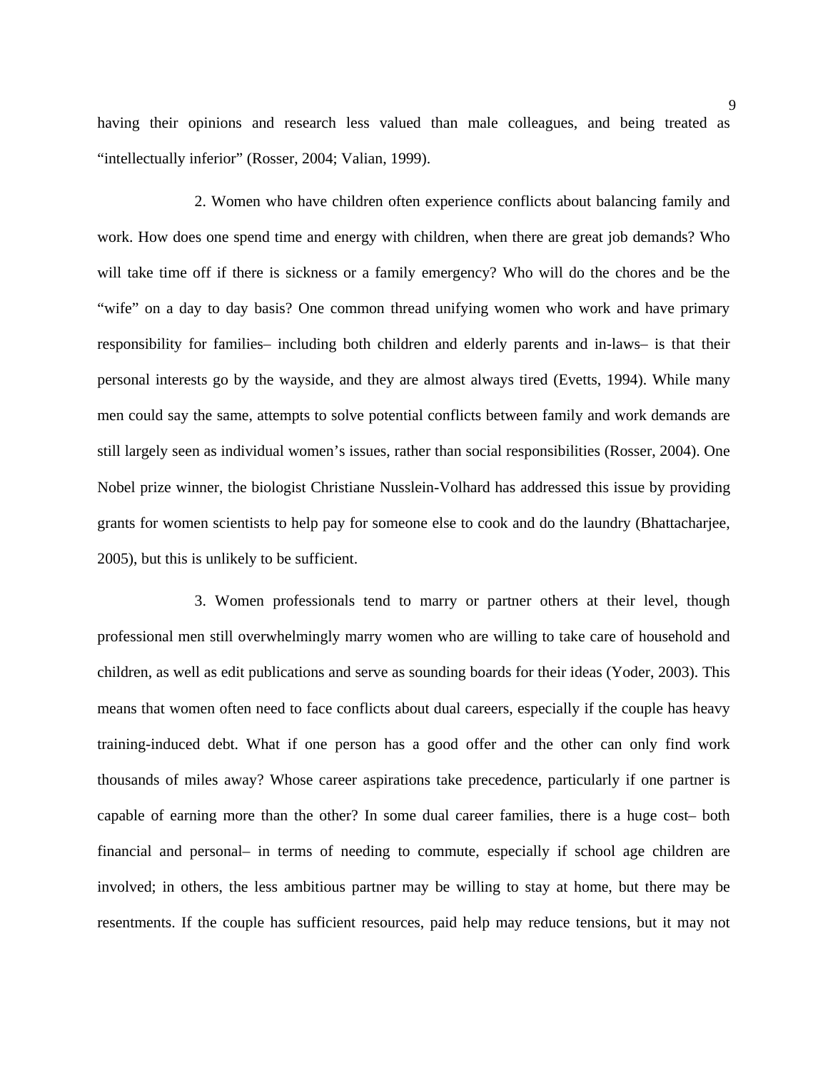having their opinions and research less valued than male colleagues, and being treated as "intellectually inferior" (Rosser, 2004; Valian, 1999).

2. Women who have children often experience conflicts about balancing family and work. How does one spend time and energy with children, when there are great job demands? Who will take time off if there is sickness or a family emergency? Who will do the chores and be the "wife" on a day to day basis? One common thread unifying women who work and have primary responsibility for families– including both children and elderly parents and in-laws– is that their personal interests go by the wayside, and they are almost always tired (Evetts, 1994). While many men could say the same, attempts to solve potential conflicts between family and work demands are still largely seen as individual women's issues, rather than social responsibilities (Rosser, 2004). One Nobel prize winner, the biologist Christiane Nusslein-Volhard has addressed this issue by providing grants for women scientists to help pay for someone else to cook and do the laundry (Bhattacharjee, 2005), but this is unlikely to be sufficient.

3. Women professionals tend to marry or partner others at their level, though professional men still overwhelmingly marry women who are willing to take care of household and children, as well as edit publications and serve as sounding boards for their ideas (Yoder, 2003). This means that women often need to face conflicts about dual careers, especially if the couple has heavy training-induced debt. What if one person has a good offer and the other can only find work thousands of miles away? Whose career aspirations take precedence, particularly if one partner is capable of earning more than the other? In some dual career families, there is a huge cost– both financial and personal– in terms of needing to commute, especially if school age children are involved; in others, the less ambitious partner may be willing to stay at home, but there may be resentments. If the couple has sufficient resources, paid help may reduce tensions, but it may not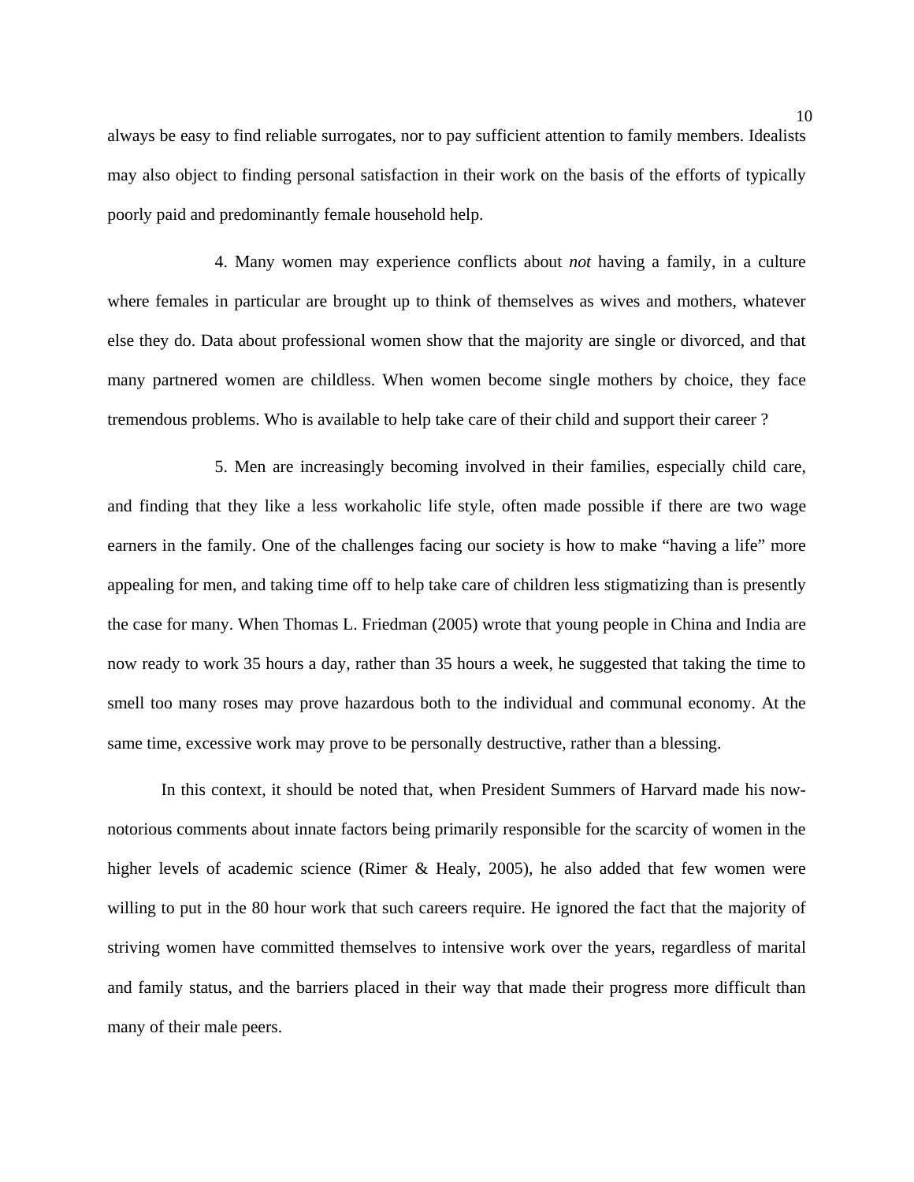always be easy to find reliable surrogates, nor to pay sufficient attention to family members. Idealists may also object to finding personal satisfaction in their work on the basis of the efforts of typically poorly paid and predominantly female household help.

4. Many women may experience conflicts about *not* having a family, in a culture where females in particular are brought up to think of themselves as wives and mothers, whatever else they do. Data about professional women show that the majority are single or divorced, and that many partnered women are childless. When women become single mothers by choice, they face tremendous problems. Who is available to help take care of their child and support their career ?

5. Men are increasingly becoming involved in their families, especially child care, and finding that they like a less workaholic life style, often made possible if there are two wage earners in the family. One of the challenges facing our society is how to make "having a life" more appealing for men, and taking time off to help take care of children less stigmatizing than is presently the case for many. When Thomas L. Friedman (2005) wrote that young people in China and India are now ready to work 35 hours a day, rather than 35 hours a week, he suggested that taking the time to smell too many roses may prove hazardous both to the individual and communal economy. At the same time, excessive work may prove to be personally destructive, rather than a blessing.

In this context, it should be noted that, when President Summers of Harvard made his now-notorious comments about innate factors being primarily responsible for the scarcity of women in the higher levels of academic science (Rimer & Healy, 2005), he also added that few women were willing to put in the 80 hour work that such careers require. He ignored the fact that the majority of striving women have committed themselves to intensive work over the years, regardless of marital and family status, and the barriers placed in their way that made their progress more difficult than many of their male peers.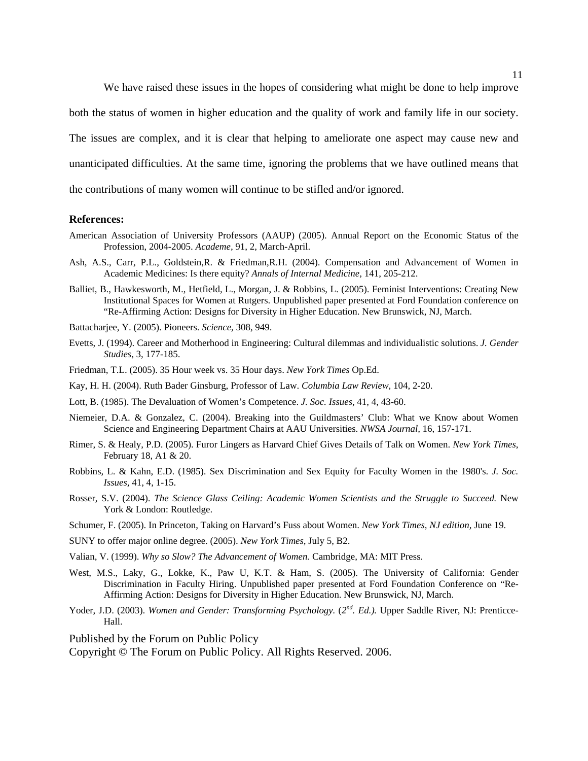We have raised these issues in the hopes of considering what might be done to help improve both the status of women in higher education and the quality of work and family life in our society. The issues are complex, and it is clear that helping to ameliorate one aspect may cause new and unanticipated difficulties. At the same time, ignoring the problems that we have outlined means that the contributions of many women will continue to be stifled and/or ignored.

**References:**

American Association of University Professors (AAUP) (2005). Annual Report on the Economic Status of the Profession, 2004-2005. *Academe,* 91, 2, March-April.

Ash, A.S., Carr, P.L., Goldstein,R. & Friedman,R.H. (2004). Compensation and Advancement of Women in Academic Medicines: Is there equity? *Annals of Internal Medicine,* 141, 205-212.

Balliet, B., Hawkesworth, M., Hetfield, L., Morgan, J. & Robbins, L. (2005). Feminist Interventions: Creating New Institutional Spaces for Women at Rutgers. Unpublished paper presented at Ford Foundation conference on "Re-Affirming Action: Designs for Diversity in Higher Education. New Brunswick, NJ, March.

Battacharjee, Y. (2005). Pioneers. *Science,* 308, 949.

Evetts, J. (1994). Career and Motherhood in Engineering: Cultural dilemmas and individualistic solutions. *J. Gender Studies,* 3, 177-185.

Friedman, T.L. (2005). 35 Hour week vs. 35 Hour days. *New York Times* Op.Ed.

Kay, H. H. (2004). Ruth Bader Ginsburg, Professor of Law. *Columbia Law Review,* 104, 2-20.

Lott, B. (1985). The Devaluation of Women's Competence. *J. Soc. Issues,* 41, 4, 43-60.

Niemeier, D.A. & Gonzalez, C. (2004). Breaking into the Guildmasters' Club: What we Know about Women Science and Engineering Department Chairs at AAU Universities. *NWSA Journal,* 16, 157-171.

Rimer, S. & Healy, P.D. (2005). Furor Lingers as Harvard Chief Gives Details of Talk on Women. *New York Times,* February 18, A1 & 20.

Robbins, L. & Kahn, E.D. (1985). Sex Discrimination and Sex Equity for Faculty Women in the 1980's. *J. Soc. Issues,* 41, 4, 1-15.

Rosser, S.V. (2004). *The Science Glass Ceiling: Academic Women Scientists and the Struggle to Succeed.* New York & London: Routledge.

Schumer, F. (2005). In Princeton, Taking on Harvard's Fuss about Women. *New York Times, NJ edition,* June 19.

SUNY to offer major online degree. (2005). *New York Times,* July 5, B2.

Valian, V. (1999). *Why so Slow? The Advancement of Women.* Cambridge, MA: MIT Press.

West, M.S., Laky, G., Lokke, K., Paw U, K.T. & Ham, S. (2005). The University of California: Gender Discrimination in Faculty Hiring. Unpublished paper presented at Ford Foundation Conference on "Re-Affirming Action: Designs for Diversity in Higher Education. New Brunswick, NJ, March.

Yoder, J.D. (2003). *Women and Gender: Transforming Psychology.* (*2nd. Ed.).* Upper Saddle River, NJ: Prenticce-Hall.

Published by the Forum on Public Policy
Copyright © The Forum on Public Policy. All Rights Reserved. 2006.